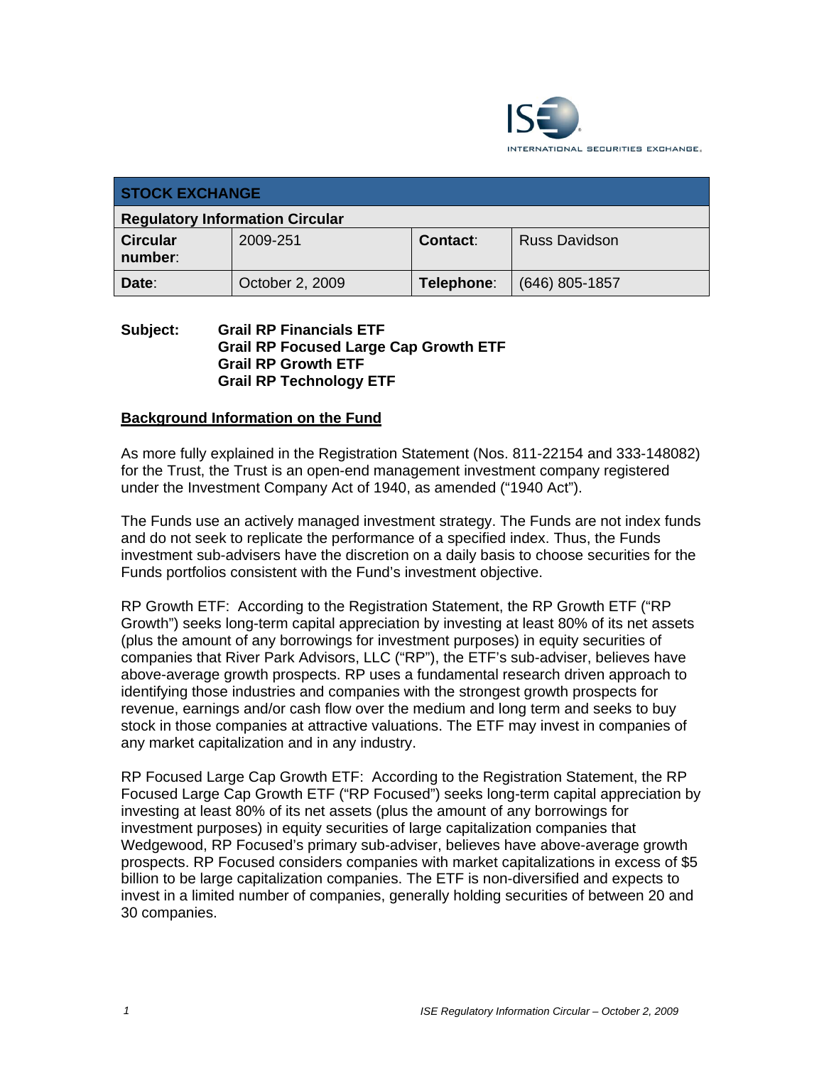ISE

INTERNATIONAL SECURITIES EXCHANGE.

| STOCK EXCHANGE | | | |
|---|---|---|---|
| **Regulatory Information Circular** | | | |
| **Circular number:** | 2009-251 | **Contact:** | Russ Davidson |
| **Date:** | October 2, 2009 | **Telephone:** | (646) 805-1857 |

**Subject:** **Grail RP Financials ETF**
**Grail RP Focused Large Cap Growth ETF**
**Grail RP Growth ETF**
**Grail RP Technology ETF**

## Background Information on the Fund

As more fully explained in the Registration Statement (Nos. 811-22154 and 333-148082) for the Trust, the Trust is an open-end management investment company registered under the Investment Company Act of 1940, as amended ("1940 Act").

The Funds use an actively managed investment strategy. The Funds are not index funds and do not seek to replicate the performance of a specified index. Thus, the Funds investment sub-advisers have the discretion on a daily basis to choose securities for the Funds portfolios consistent with the Fund's investment objective.

RP Growth ETF: According to the Registration Statement, the RP Growth ETF ("RP Growth") seeks long-term capital appreciation by investing at least 80% of its net assets (plus the amount of any borrowings for investment purposes) in equity securities of companies that River Park Advisors, LLC ("RP"), the ETF's sub-adviser, believes have above-average growth prospects. RP uses a fundamental research driven approach to identifying those industries and companies with the strongest growth prospects for revenue, earnings and/or cash flow over the medium and long term and seeks to buy stock in those companies at attractive valuations. The ETF may invest in companies of any market capitalization and in any industry.

RP Focused Large Cap Growth ETF: According to the Registration Statement, the RP Focused Large Cap Growth ETF ("RP Focused") seeks long-term capital appreciation by investing at least 80% of its net assets (plus the amount of any borrowings for investment purposes) in equity securities of large capitalization companies that Wedgewood, RP Focused's primary sub-adviser, believes have above-average growth prospects. RP Focused considers companies with market capitalizations in excess of $5 billion to be large capitalization companies. The ETF is non-diversified and expects to invest in a limited number of companies, generally holding securities of between 20 and 30 companies.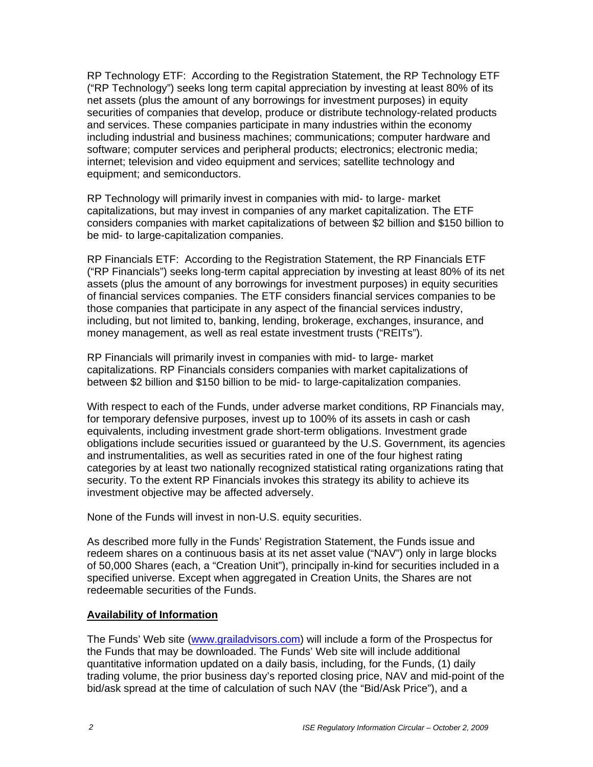RP Technology ETF: According to the Registration Statement, the RP Technology ETF ("RP Technology") seeks long term capital appreciation by investing at least 80% of its net assets (plus the amount of any borrowings for investment purposes) in equity securities of companies that develop, produce or distribute technology-related products and services. These companies participate in many industries within the economy including industrial and business machines; communications; computer hardware and software; computer services and peripheral products; electronics; electronic media; internet; television and video equipment and services; satellite technology and equipment; and semiconductors.

RP Technology will primarily invest in companies with mid- to large- market capitalizations, but may invest in companies of any market capitalization. The ETF considers companies with market capitalizations of between $2 billion and $150 billion to be mid- to large-capitalization companies.

RP Financials ETF: According to the Registration Statement, the RP Financials ETF ("RP Financials") seeks long-term capital appreciation by investing at least 80% of its net assets (plus the amount of any borrowings for investment purposes) in equity securities of financial services companies. The ETF considers financial services companies to be those companies that participate in any aspect of the financial services industry, including, but not limited to, banking, lending, brokerage, exchanges, insurance, and money management, as well as real estate investment trusts ("REITs").

RP Financials will primarily invest in companies with mid- to large- market capitalizations. RP Financials considers companies with market capitalizations of between $2 billion and $150 billion to be mid- to large-capitalization companies.

With respect to each of the Funds, under adverse market conditions, RP Financials may, for temporary defensive purposes, invest up to 100% of its assets in cash or cash equivalents, including investment grade short-term obligations. Investment grade obligations include securities issued or guaranteed by the U.S. Government, its agencies and instrumentalities, as well as securities rated in one of the four highest rating categories by at least two nationally recognized statistical rating organizations rating that security. To the extent RP Financials invokes this strategy its ability to achieve its investment objective may be affected adversely.

None of the Funds will invest in non-U.S. equity securities.

As described more fully in the Funds' Registration Statement, the Funds issue and redeem shares on a continuous basis at its net asset value ("NAV") only in large blocks of 50,000 Shares (each, a "Creation Unit"), principally in-kind for securities included in a specified universe. Except when aggregated in Creation Units, the Shares are not redeemable securities of the Funds.

**Availability of Information**

The Funds' Web site (www.grailadvisors.com) will include a form of the Prospectus for the Funds that may be downloaded. The Funds' Web site will include additional quantitative information updated on a daily basis, including, for the Funds, (1) daily trading volume, the prior business day's reported closing price, NAV and mid-point of the bid/ask spread at the time of calculation of such NAV (the "Bid/Ask Price"), and a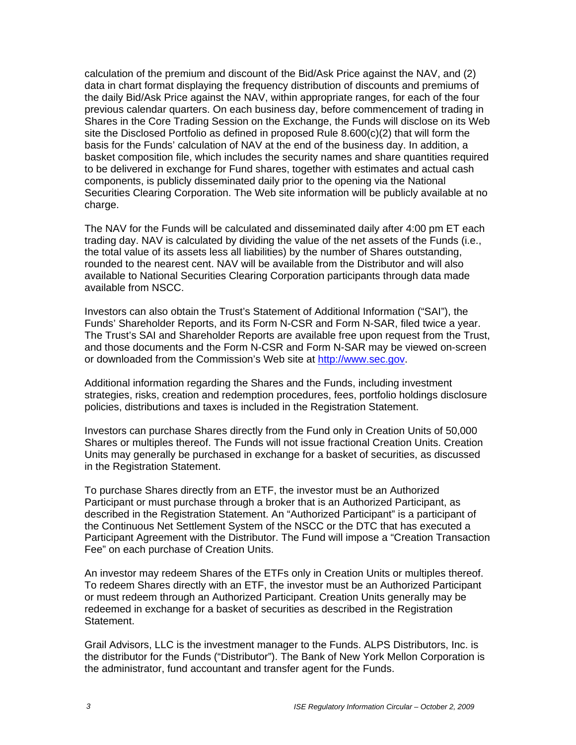calculation of the premium and discount of the Bid/Ask Price against the NAV, and (2) data in chart format displaying the frequency distribution of discounts and premiums of the daily Bid/Ask Price against the NAV, within appropriate ranges, for each of the four previous calendar quarters. On each business day, before commencement of trading in Shares in the Core Trading Session on the Exchange, the Funds will disclose on its Web site the Disclosed Portfolio as defined in proposed Rule 8.600(c)(2) that will form the basis for the Funds' calculation of NAV at the end of the business day. In addition, a basket composition file, which includes the security names and share quantities required to be delivered in exchange for Fund shares, together with estimates and actual cash components, is publicly disseminated daily prior to the opening via the National Securities Clearing Corporation. The Web site information will be publicly available at no charge.

The NAV for the Funds will be calculated and disseminated daily after 4:00 pm ET each trading day. NAV is calculated by dividing the value of the net assets of the Funds (i.e., the total value of its assets less all liabilities) by the number of Shares outstanding, rounded to the nearest cent. NAV will be available from the Distributor and will also available to National Securities Clearing Corporation participants through data made available from NSCC.

Investors can also obtain the Trust's Statement of Additional Information ("SAI"), the Funds' Shareholder Reports, and its Form N-CSR and Form N-SAR, filed twice a year. The Trust's SAI and Shareholder Reports are available free upon request from the Trust, and those documents and the Form N-CSR and Form N-SAR may be viewed on-screen or downloaded from the Commission's Web site at http://www.sec.gov.

Additional information regarding the Shares and the Funds, including investment strategies, risks, creation and redemption procedures, fees, portfolio holdings disclosure policies, distributions and taxes is included in the Registration Statement.

Investors can purchase Shares directly from the Fund only in Creation Units of 50,000 Shares or multiples thereof. The Funds will not issue fractional Creation Units. Creation Units may generally be purchased in exchange for a basket of securities, as discussed in the Registration Statement.

To purchase Shares directly from an ETF, the investor must be an Authorized Participant or must purchase through a broker that is an Authorized Participant, as described in the Registration Statement. An "Authorized Participant" is a participant of the Continuous Net Settlement System of the NSCC or the DTC that has executed a Participant Agreement with the Distributor. The Fund will impose a "Creation Transaction Fee" on each purchase of Creation Units.

An investor may redeem Shares of the ETFs only in Creation Units or multiples thereof. To redeem Shares directly with an ETF, the investor must be an Authorized Participant or must redeem through an Authorized Participant. Creation Units generally may be redeemed in exchange for a basket of securities as described in the Registration Statement.

Grail Advisors, LLC is the investment manager to the Funds. ALPS Distributors, Inc. is the distributor for the Funds ("Distributor"). The Bank of New York Mellon Corporation is the administrator, fund accountant and transfer agent for the Funds.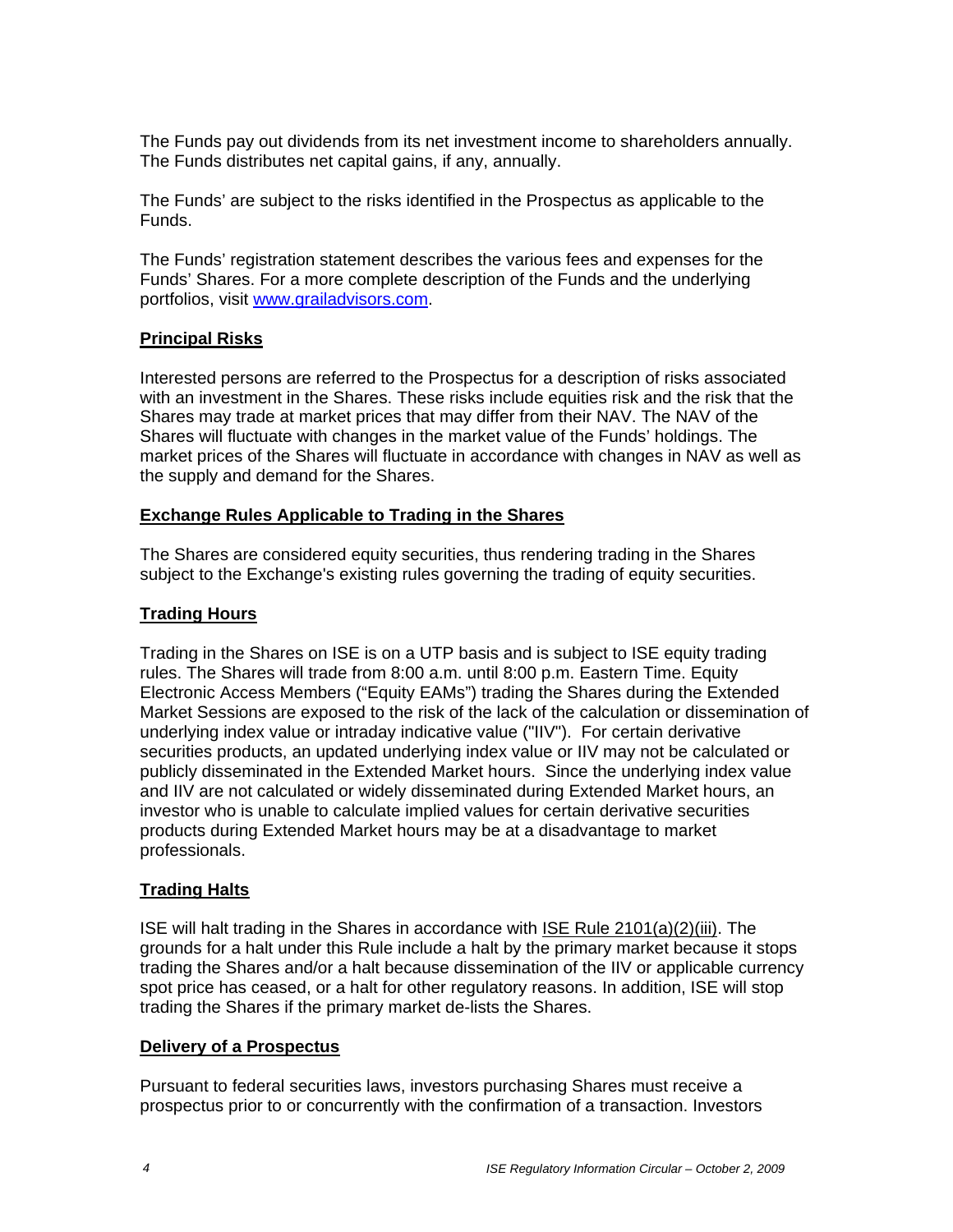The Funds pay out dividends from its net investment income to shareholders annually. The Funds distributes net capital gains, if any, annually.

The Funds' are subject to the risks identified in the Prospectus as applicable to the Funds.

The Funds' registration statement describes the various fees and expenses for the Funds' Shares. For a more complete description of the Funds and the underlying portfolios, visit www.grailadvisors.com.

## Principal Risks

Interested persons are referred to the Prospectus for a description of risks associated with an investment in the Shares. These risks include equities risk and the risk that the Shares may trade at market prices that may differ from their NAV. The NAV of the Shares will fluctuate with changes in the market value of the Funds' holdings. The market prices of the Shares will fluctuate in accordance with changes in NAV as well as the supply and demand for the Shares.

## Exchange Rules Applicable to Trading in the Shares

The Shares are considered equity securities, thus rendering trading in the Shares subject to the Exchange's existing rules governing the trading of equity securities.

## Trading Hours

Trading in the Shares on ISE is on a UTP basis and is subject to ISE equity trading rules. The Shares will trade from 8:00 a.m. until 8:00 p.m. Eastern Time. Equity Electronic Access Members ("Equity EAMs") trading the Shares during the Extended Market Sessions are exposed to the risk of the lack of the calculation or dissemination of underlying index value or intraday indicative value ("IIV"). For certain derivative securities products, an updated underlying index value or IIV may not be calculated or publicly disseminated in the Extended Market hours. Since the underlying index value and IIV are not calculated or widely disseminated during Extended Market hours, an investor who is unable to calculate implied values for certain derivative securities products during Extended Market hours may be at a disadvantage to market professionals.

## Trading Halts

ISE will halt trading in the Shares in accordance with ISE Rule 2101(a)(2)(iii). The grounds for a halt under this Rule include a halt by the primary market because it stops trading the Shares and/or a halt because dissemination of the IIV or applicable currency spot price has ceased, or a halt for other regulatory reasons. In addition, ISE will stop trading the Shares if the primary market de-lists the Shares.

## Delivery of a Prospectus

Pursuant to federal securities laws, investors purchasing Shares must receive a prospectus prior to or concurrently with the confirmation of a transaction. Investors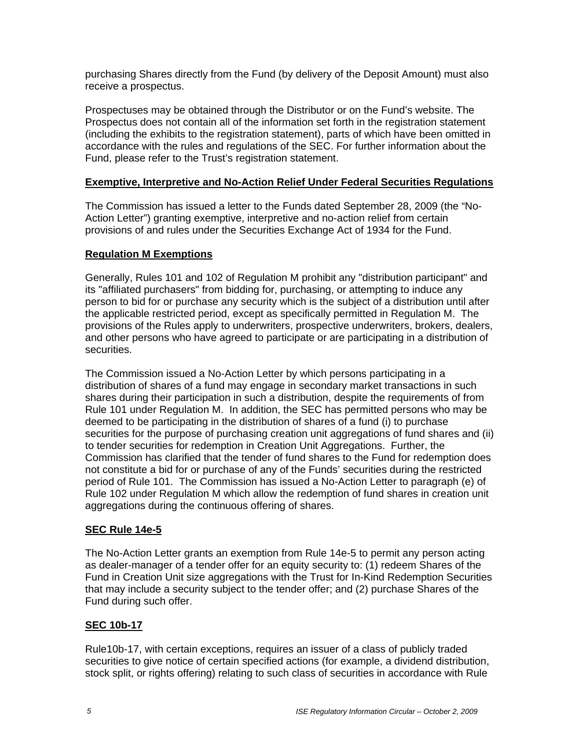purchasing Shares directly from the Fund (by delivery of the Deposit Amount) must also receive a prospectus.

Prospectuses may be obtained through the Distributor or on the Fund's website. The Prospectus does not contain all of the information set forth in the registration statement (including the exhibits to the registration statement), parts of which have been omitted in accordance with the rules and regulations of the SEC. For further information about the Fund, please refer to the Trust's registration statement.

**Exemptive, Interpretive and No-Action Relief Under Federal Securities Regulations**

The Commission has issued a letter to the Funds dated September 28, 2009 (the "No-Action Letter") granting exemptive, interpretive and no-action relief from certain provisions of and rules under the Securities Exchange Act of 1934 for the Fund.

**Regulation M Exemptions**

Generally, Rules 101 and 102 of Regulation M prohibit any "distribution participant" and its "affiliated purchasers" from bidding for, purchasing, or attempting to induce any person to bid for or purchase any security which is the subject of a distribution until after the applicable restricted period, except as specifically permitted in Regulation M. The provisions of the Rules apply to underwriters, prospective underwriters, brokers, dealers, and other persons who have agreed to participate or are participating in a distribution of securities.

The Commission issued a No-Action Letter by which persons participating in a distribution of shares of a fund may engage in secondary market transactions in such shares during their participation in such a distribution, despite the requirements of from Rule 101 under Regulation M. In addition, the SEC has permitted persons who may be deemed to be participating in the distribution of shares of a fund (i) to purchase securities for the purpose of purchasing creation unit aggregations of fund shares and (ii) to tender securities for redemption in Creation Unit Aggregations. Further, the Commission has clarified that the tender of fund shares to the Fund for redemption does not constitute a bid for or purchase of any of the Funds' securities during the restricted period of Rule 101. The Commission has issued a No-Action Letter to paragraph (e) of Rule 102 under Regulation M which allow the redemption of fund shares in creation unit aggregations during the continuous offering of shares.

**SEC Rule 14e-5**

The No-Action Letter grants an exemption from Rule 14e-5 to permit any person acting as dealer-manager of a tender offer for an equity security to: (1) redeem Shares of the Fund in Creation Unit size aggregations with the Trust for In-Kind Redemption Securities that may include a security subject to the tender offer; and (2) purchase Shares of the Fund during such offer.

**SEC 10b-17**

Rule10b-17, with certain exceptions, requires an issuer of a class of publicly traded securities to give notice of certain specified actions (for example, a dividend distribution, stock split, or rights offering) relating to such class of securities in accordance with Rule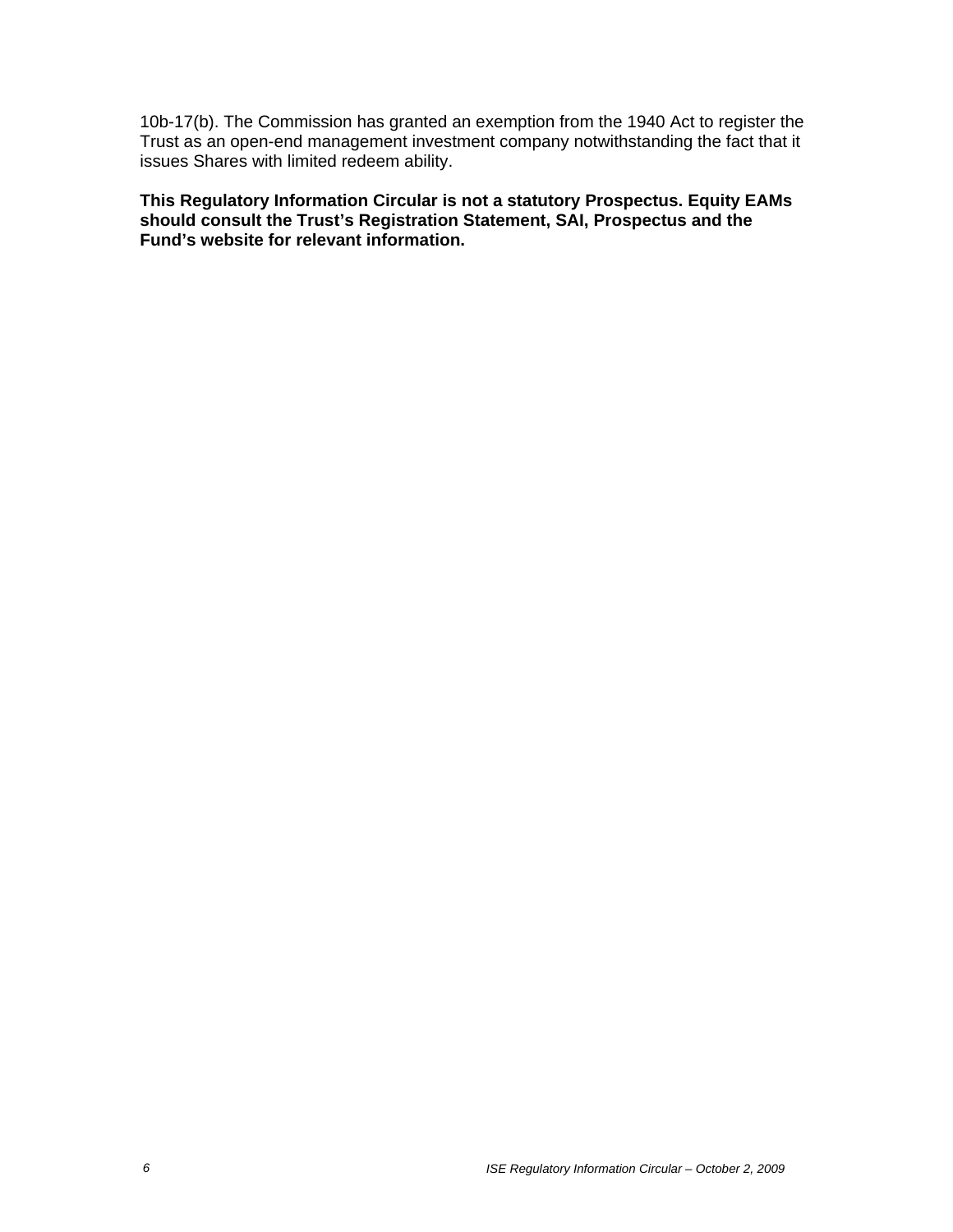10b-17(b). The Commission has granted an exemption from the 1940 Act to register the Trust as an open-end management investment company notwithstanding the fact that it issues Shares with limited redeem ability.

**This Regulatory Information Circular is not a statutory Prospectus. Equity EAMs should consult the Trust's Registration Statement, SAI, Prospectus and the Fund's website for relevant information.**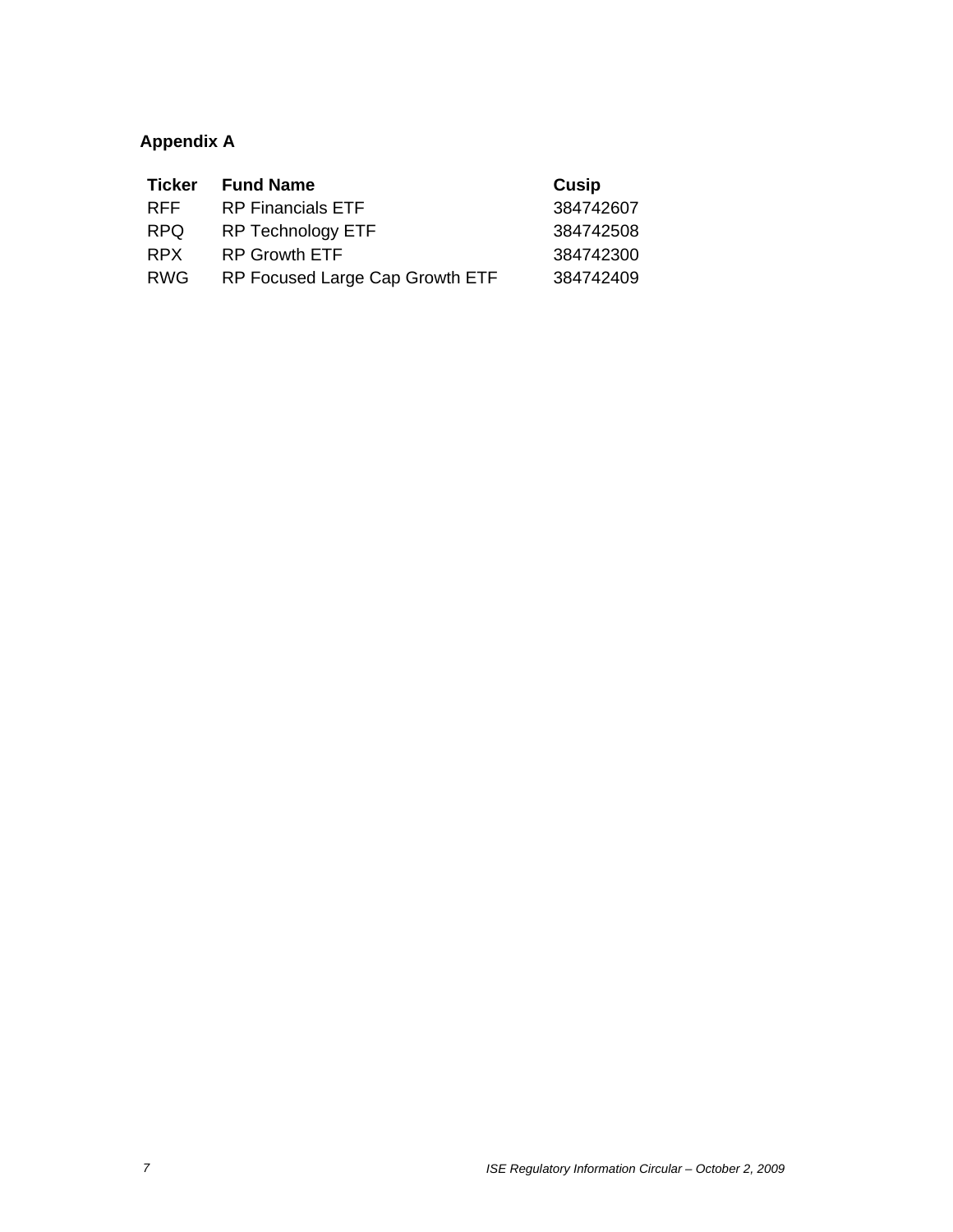**Appendix A**

| Ticker | Fund Name | Cusip |
|---|---|---|
| RFF | RP Financials ETF | 384742607 |
| RPQ | RP Technology ETF | 384742508 |
| RPX | RP Growth ETF | 384742300 |
| RWG | RP Focused Large Cap Growth ETF | 384742409 |